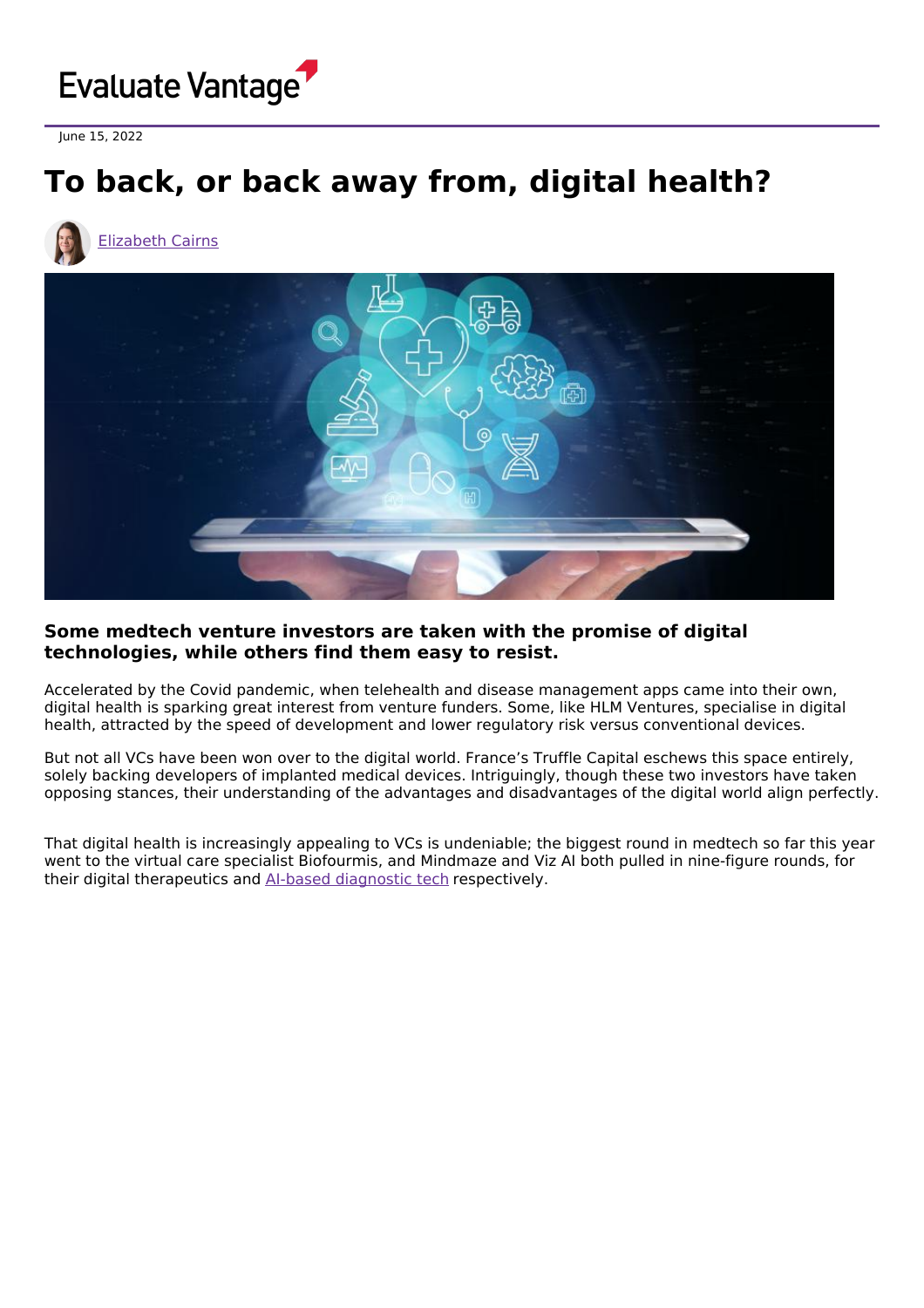Evaluate Vantage

June 15, 2022

# To back, or back away from, digital health?

Elizabeth Cairns

**Some medtech venture investors are taken with the promise of digital technologies, while others find them easy to resist.**

Accelerated by the Covid pandemic, when telehealth and disease management apps came into their own, digital health is sparking great interest from venture funders. Some, like HLM Ventures, specialise in digital health, attracted by the speed of development and lower regulatory risk versus conventional devices.

But not all VCs have been won over to the digital world. France's Truffle Capital eschews this space entirely, solely backing developers of implanted medical devices. Intriguingly, though these two investors have taken opposing stances, their understanding of the advantages and disadvantages of the digital world align perfectly.

That digital health is increasingly appealing to VCs is undeniable; the biggest round in medtech so far this year went to the virtual care specialist Biofourmis, and Mindmaze and Viz AI both pulled in nine-figure rounds, for their digital therapeutics and AI-based diagnostic tech respectively.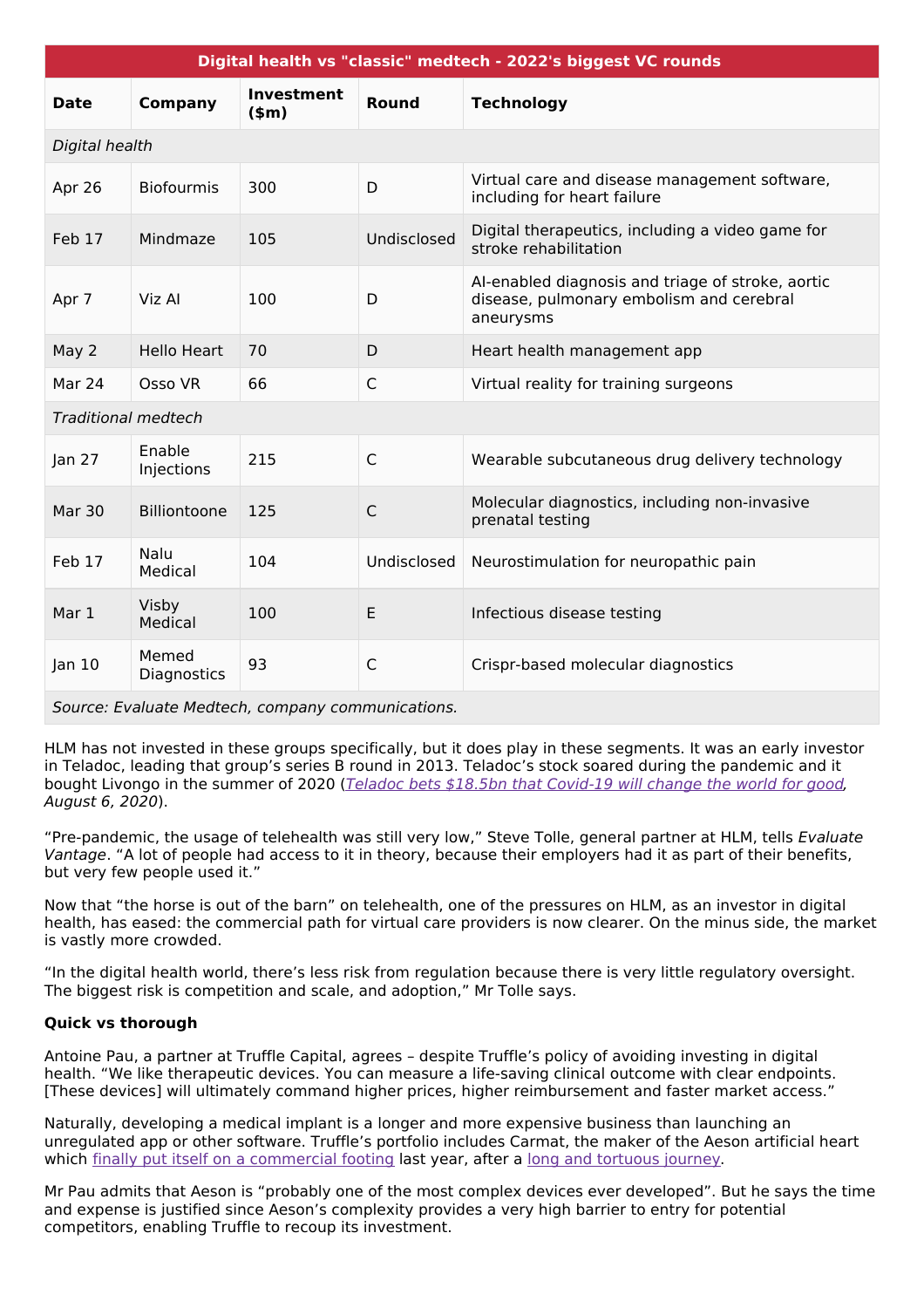| Digital health vs "classic" medtech - 2022's biggest VC rounds | | | | |
|---|---|---|---|---|
| **Date** | **Company** | **Investment ($m)** | **Round** | **Technology** |
| *Digital health* | | | | |
| Apr 26 | Biofourmis | 300 | D | Virtual care and disease management software, including for heart failure |
| Feb 17 | Mindmaze | 105 | Undisclosed | Digital therapeutics, including a video game for stroke rehabilitation |
| Apr 7 | Viz AI | 100 | D | AI-enabled diagnosis and triage of stroke, aortic disease, pulmonary embolism and cerebral aneurysms |
| May 2 | Hello Heart | 70 | D | Heart health management app |
| Mar 24 | Osso VR | 66 | C | Virtual reality for training surgeons |
| *Traditional medtech* | | | | |
| Jan 27 | Enable Injections | 215 | C | Wearable subcutaneous drug delivery technology |
| Mar 30 | Billiontoone | 125 | C | Molecular diagnostics, including non-invasive prenatal testing |
| Feb 17 | Nalu Medical | 104 | Undisclosed | Neurostimulation for neuropathic pain |
| Mar 1 | Visby Medical | 100 | E | Infectious disease testing |
| Jan 10 | Memed Diagnostics | 93 | C | Crispr-based molecular diagnostics |

*Source: Evaluate Medtech, company communications.*

HLM has not invested in these groups specifically, but it does play in these segments. It was an early investor in Teladoc, leading that group's series B round in 2013. Teladoc's stock soared during the pandemic and it bought Livongo in the summer of 2020 (*Teladoc bets $18.5bn that Covid-19 will change the world for good, August 6, 2020*).

"Pre-pandemic, the usage of telehealth was still very low," Steve Tolle, general partner at HLM, tells *Evaluate Vantage*. "A lot of people had access to it in theory, because their employers had it as part of their benefits, but very few people used it."

Now that "the horse is out of the barn" on telehealth, one of the pressures on HLM, as an investor in digital health, has eased: the commercial path for virtual care providers is now clearer. On the minus side, the market is vastly more crowded.

"In the digital health world, there's less risk from regulation because there is very little regulatory oversight. The biggest risk is competition and scale, and adoption," Mr Tolle says.

**Quick vs thorough**

Antoine Pau, a partner at Truffle Capital, agrees – despite Truffle's policy of avoiding investing in digital health. "We like therapeutic devices. You can measure a life-saving clinical outcome with clear endpoints. [These devices] will ultimately command higher prices, higher reimbursement and faster market access."

Naturally, developing a medical implant is a longer and more expensive business than launching an unregulated app or other software. Truffle's portfolio includes Carmat, the maker of the Aeson artificial heart which finally put itself on a commercial footing last year, after a long and tortuous journey.

Mr Pau admits that Aeson is "probably one of the most complex devices ever developed". But he says the time and expense is justified since Aeson's complexity provides a very high barrier to entry for potential competitors, enabling Truffle to recoup its investment.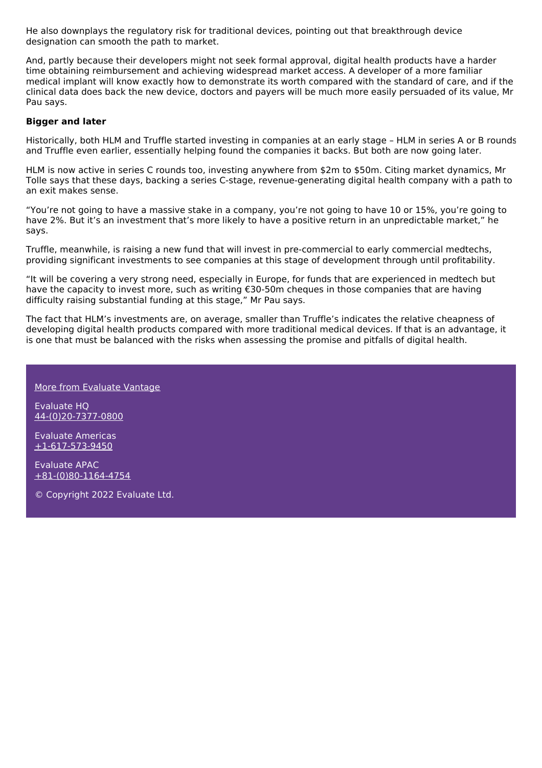He also downplays the regulatory risk for traditional devices, pointing out that breakthrough device designation can smooth the path to market.

And, partly because their developers might not seek formal approval, digital health products have a harder time obtaining reimbursement and achieving widespread market access. A developer of a more familiar medical implant will know exactly how to demonstrate its worth compared with the standard of care, and if the clinical data does back the new device, doctors and payers will be much more easily persuaded of its value, Mr Pau says.

**Bigger and later**

Historically, both HLM and Truffle started investing in companies at an early stage – HLM in series A or B rounds and Truffle even earlier, essentially helping found the companies it backs. But both are now going later.

HLM is now active in series C rounds too, investing anywhere from \$2m to \$50m. Citing market dynamics, Mr Tolle says that these days, backing a series C-stage, revenue-generating digital health company with a path to an exit makes sense.

"You're not going to have a massive stake in a company, you're not going to have 10 or 15%, you're going to have 2%. But it's an investment that's more likely to have a positive return in an unpredictable market," he says.

Truffle, meanwhile, is raising a new fund that will invest in pre-commercial to early commercial medtechs, providing significant investments to see companies at this stage of development through until profitability.

"It will be covering a very strong need, especially in Europe, for funds that are experienced in medtech but have the capacity to invest more, such as writing €30-50m cheques in those companies that are having difficulty raising substantial funding at this stage," Mr Pau says.

The fact that HLM's investments are, on average, smaller than Truffle's indicates the relative cheapness of developing digital health products compared with more traditional medical devices. If that is an advantage, it is one that must be balanced with the risks when assessing the promise and pitfalls of digital health.

More from Evaluate Vantage

Evaluate HQ
44-(0)20-7377-0800

Evaluate Americas
+1-617-573-9450

Evaluate APAC
+81-(0)80-1164-4754

© Copyright 2022 Evaluate Ltd.